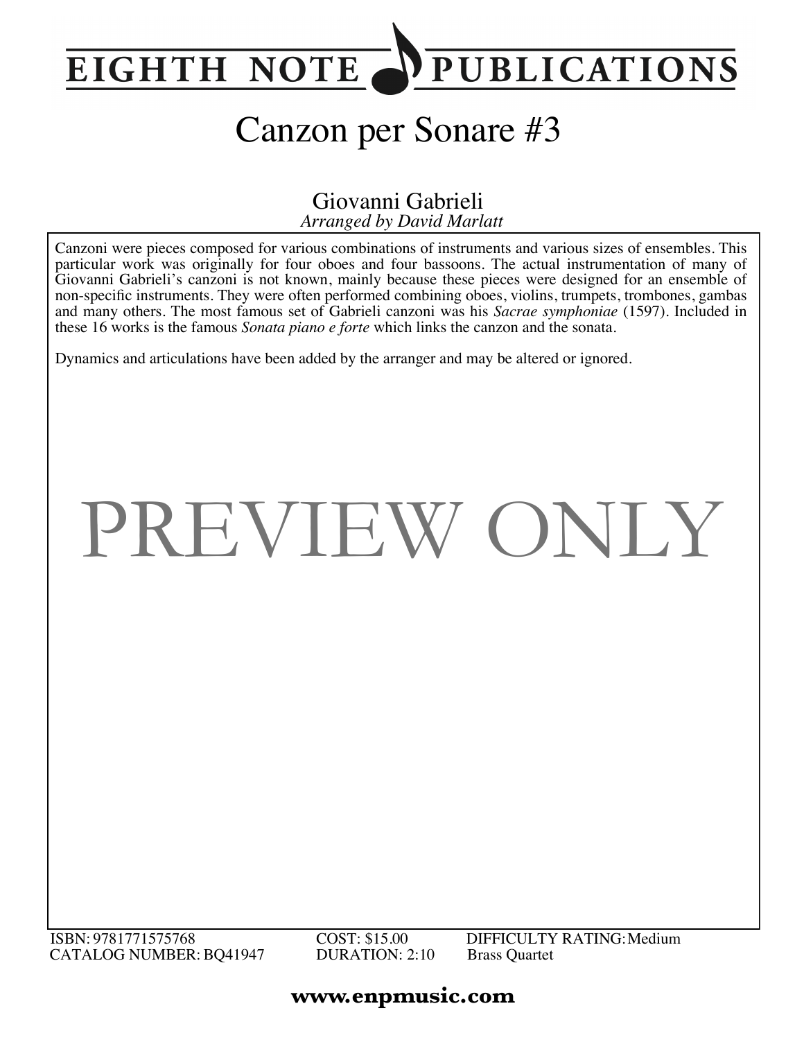EIGHTH NOTE PUBLICATIONS

# Canzon per Sonare #3

Giovanni Gabrieli
*Arranged by David Marlatt*

Canzoni were pieces composed for various combinations of instruments and various sizes of ensembles. This particular work was originally for four oboes and four bassoons. The actual instrumentation of many of Giovanni Gabrieli's canzoni is not known, mainly because these pieces were designed for an ensemble of non-specific instruments. They were often performed combining oboes, violins, trumpets, trombones, gambas and many others. The most famous set of Gabrieli canzoni was his *Sacrae symphoniae* (1597). Included in these 16 works is the famous *Sonata piano e forte* which links the canzon and the sonata.

Dynamics and articulations have been added by the arranger and may be altered or ignored.

PREVIEW ONLY

ISBN: 9781771575768
CATALOG NUMBER: BQ41947
COST: $15.00
DURATION: 2:10
DIFFICULTY RATING: Medium
Brass Quartet

**www.enpmusic.com**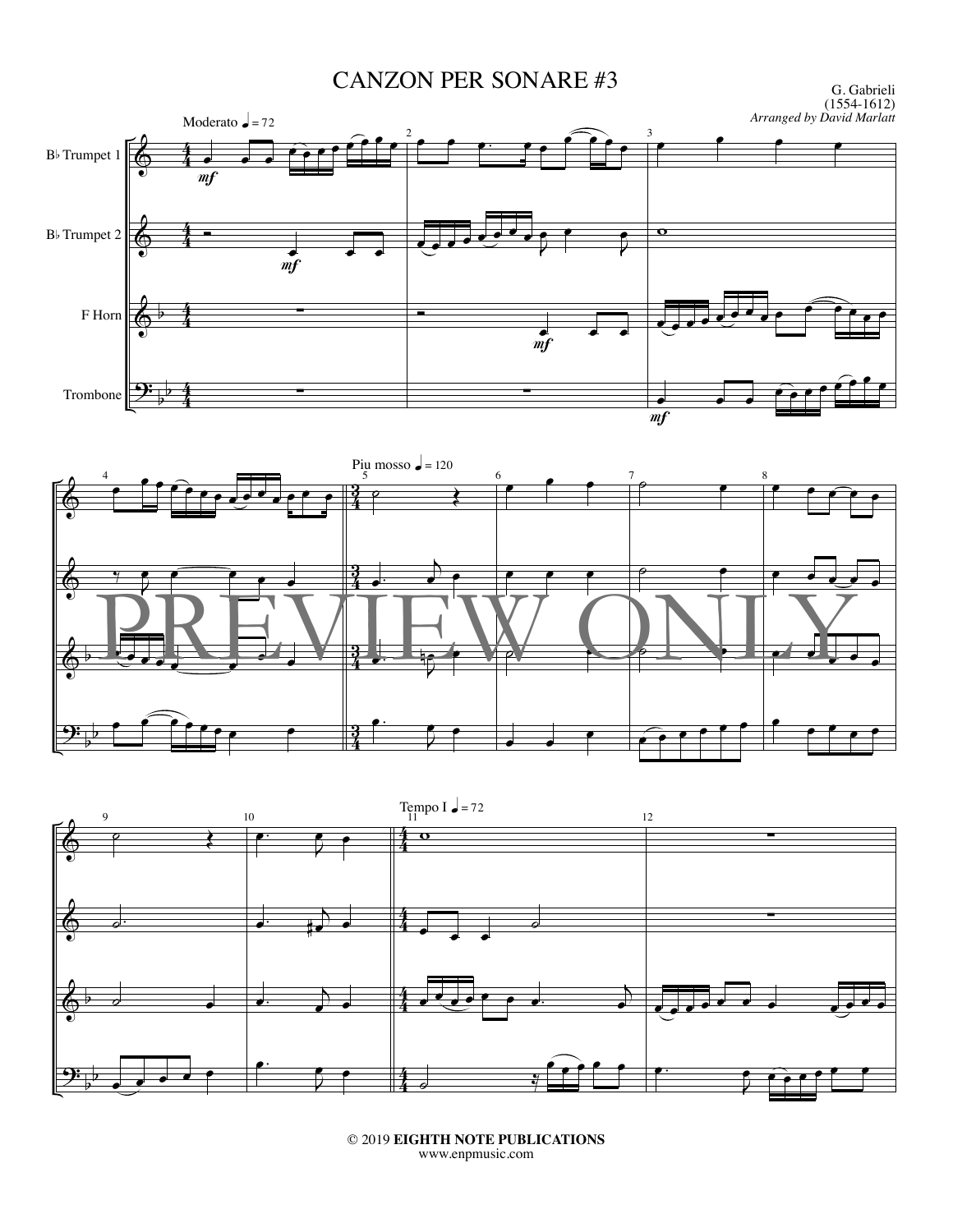# CANZON PER SONARE #3

G. Gabrieli
(1554-1612)
*Arranged by David Marlatt*

Moderato ♩ = 72

B♭ Trumpet 1

B♭ Trumpet 2

F Horn

Trombone

*mf*

Piu mosso ♩ = 120

Tempo I ♩ = 72

PREVIEW ONLY

© 2019 **EIGHTH NOTE PUBLICATIONS**
www.enpmusic.com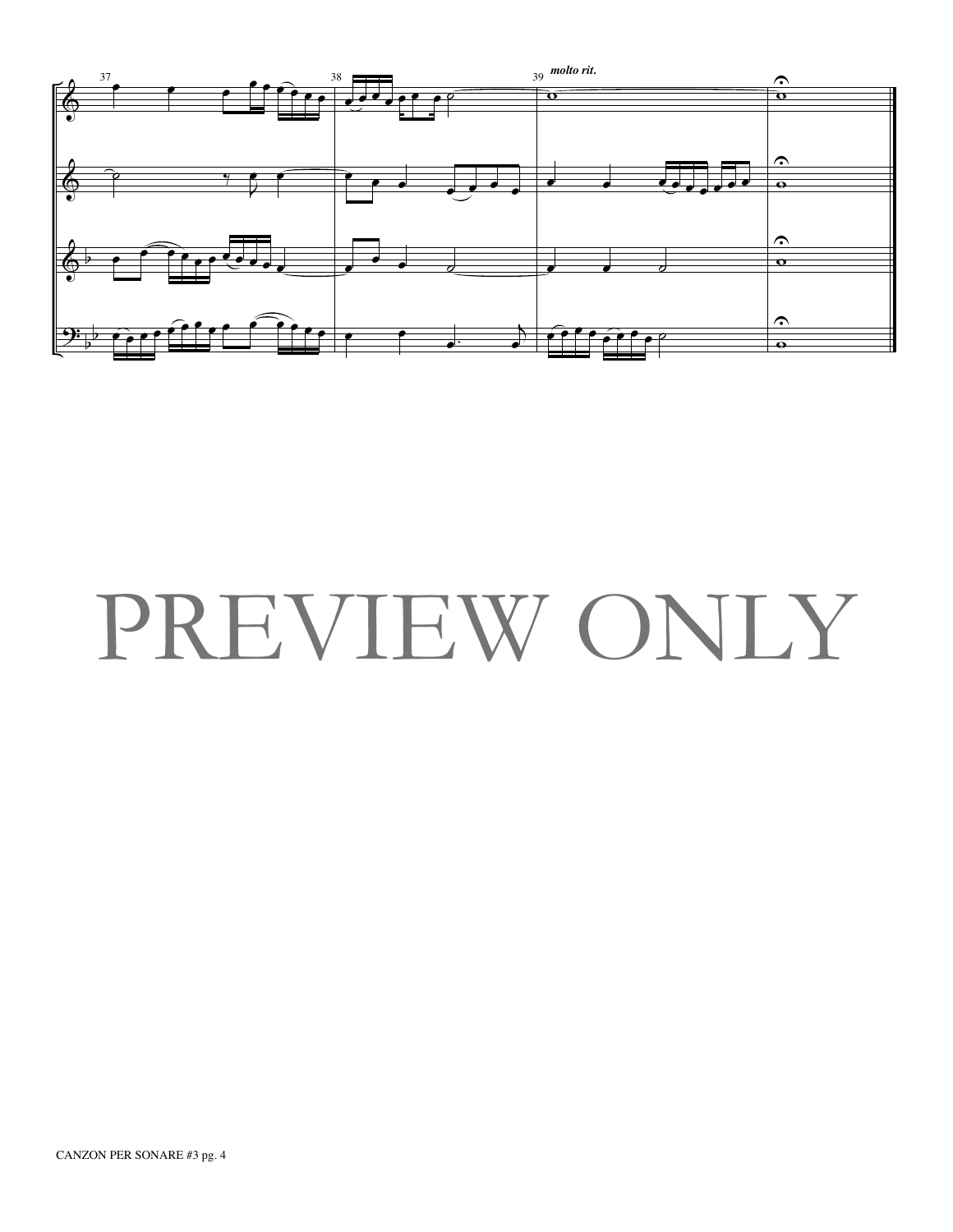37

38

39 *molto rit.*

PREVIEW ONLY